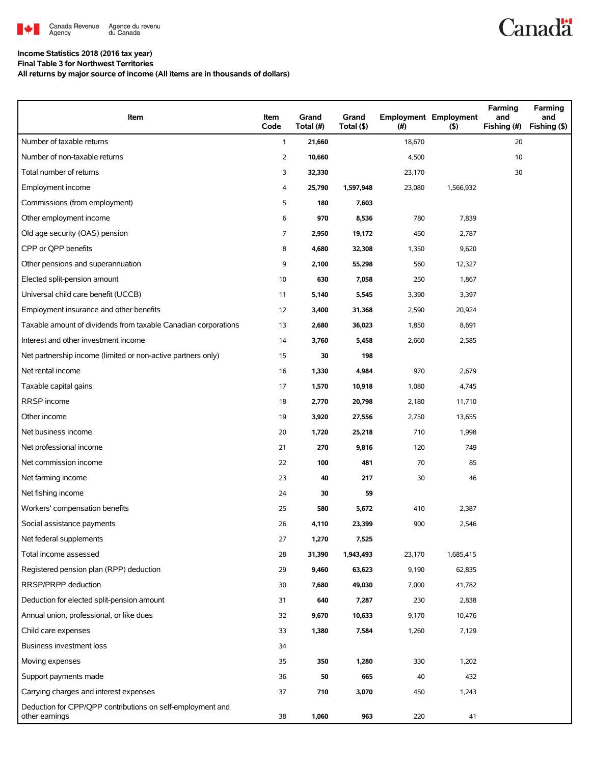Canada Revenue Agency / Agence du revenu du Canada

Canada

**Income Statistics 2018 (2016 tax year)**
**Final Table 3 for Northwest Territories**
**All returns by major source of income (All items are in thousands of dollars)**

| Item | Item Code | Grand Total (#) | Grand Total ($) | Employment (#) | Employment ($) | Farming and Fishing (#) | Farming and Fishing ($) |
|---|---|---|---|---|---|---|---|
| Number of taxable returns | 1 | **21,660** | | 18,670 | | 20 | |
| Number of non-taxable returns | 2 | **10,660** | | 4,500 | | 10 | |
| Total number of returns | 3 | **32,330** | | 23,170 | | 30 | |
| Employment income | 4 | **25,790** | **1,597,948** | 23,080 | 1,566,932 | | |
| Commissions (from employment) | 5 | **180** | **7,603** | | | | |
| Other employment income | 6 | **970** | **8,536** | 780 | 7,839 | | |
| Old age security (OAS) pension | 7 | **2,950** | **19,172** | 450 | 2,787 | | |
| CPP or QPP benefits | 8 | **4,680** | **32,308** | 1,350 | 9,620 | | |
| Other pensions and superannuation | 9 | **2,100** | **55,298** | 560 | 12,327 | | |
| Elected split-pension amount | 10 | **630** | **7,058** | 250 | 1,867 | | |
| Universal child care benefit (UCCB) | 11 | **5,140** | **5,545** | 3,390 | 3,397 | | |
| Employment insurance and other benefits | 12 | **3,400** | **31,368** | 2,590 | 20,924 | | |
| Taxable amount of dividends from taxable Canadian corporations | 13 | **2,680** | **36,023** | 1,850 | 8,691 | | |
| Interest and other investment income | 14 | **3,760** | **5,458** | 2,660 | 2,585 | | |
| Net partnership income (limited or non-active partners only) | 15 | **30** | **198** | | | | |
| Net rental income | 16 | **1,330** | **4,984** | 970 | 2,679 | | |
| Taxable capital gains | 17 | **1,570** | **10,918** | 1,080 | 4,745 | | |
| RRSP income | 18 | **2,770** | **20,798** | 2,180 | 11,710 | | |
| Other income | 19 | **3,920** | **27,556** | 2,750 | 13,655 | | |
| Net business income | 20 | **1,720** | **25,218** | 710 | 1,998 | | |
| Net professional income | 21 | **270** | **9,816** | 120 | 749 | | |
| Net commission income | 22 | **100** | **481** | 70 | 85 | | |
| Net farming income | 23 | **40** | **217** | 30 | 46 | | |
| Net fishing income | 24 | **30** | **59** | | | | |
| Workers' compensation benefits | 25 | **580** | **5,672** | 410 | 2,387 | | |
| Social assistance payments | 26 | **4,110** | **23,399** | 900 | 2,546 | | |
| Net federal supplements | 27 | **1,270** | **7,525** | | | | |
| Total income assessed | 28 | **31,390** | **1,943,493** | 23,170 | 1,685,415 | | |
| Registered pension plan (RPP) deduction | 29 | **9,460** | **63,623** | 9,190 | 62,835 | | |
| RRSP/PRPP deduction | 30 | **7,680** | **49,030** | 7,000 | 41,782 | | |
| Deduction for elected split-pension amount | 31 | **640** | **7,287** | 230 | 2,838 | | |
| Annual union, professional, or like dues | 32 | **9,670** | **10,633** | 9,170 | 10,476 | | |
| Child care expenses | 33 | **1,380** | **7,584** | 1,260 | 7,129 | | |
| Business investment loss | 34 | | | | | | |
| Moving expenses | 35 | **350** | **1,280** | 330 | 1,202 | | |
| Support payments made | 36 | **50** | **665** | 40 | 432 | | |
| Carrying charges and interest expenses | 37 | **710** | **3,070** | 450 | 1,243 | | |
| Deduction for CPP/QPP contributions on self-employment and other earnings | 38 | **1,060** | **963** | 220 | 41 | | |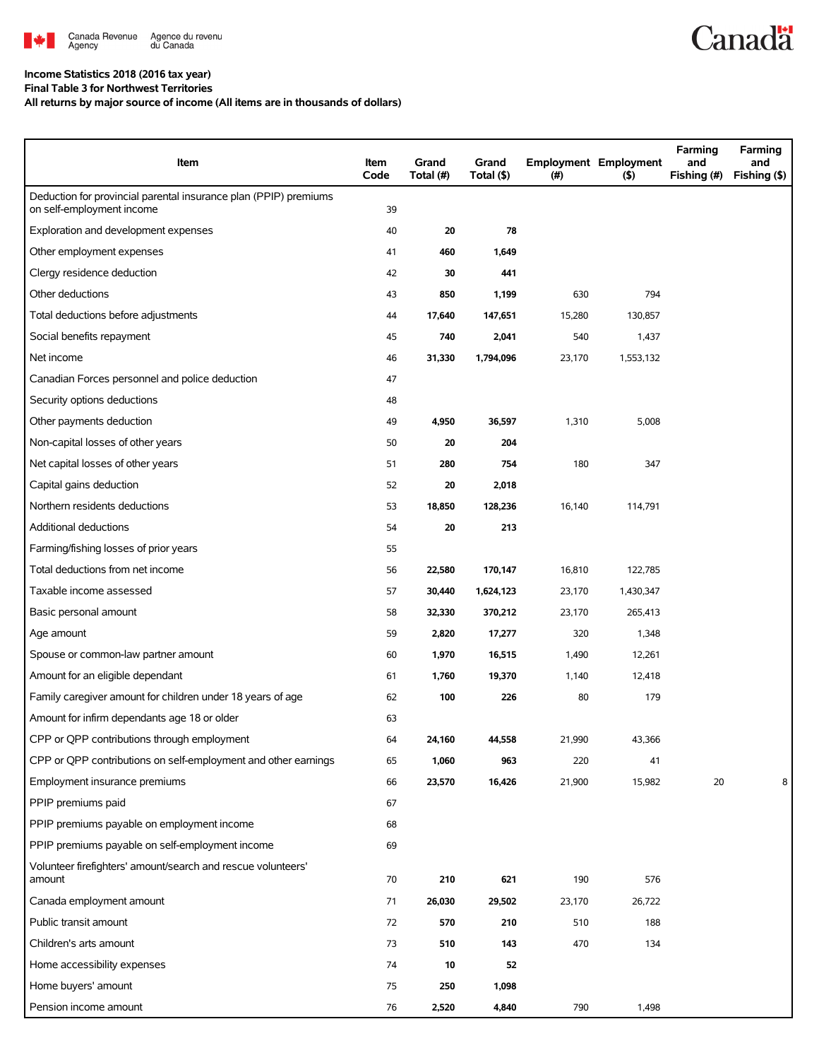**Income Statistics 2018 (2016 tax year)**

**Final Table 3 for Northwest Territories**

**All returns by major source of income (All items are in thousands of dollars)**

| Item | Item Code | Grand Total (#) | Grand Total ($) | Employment (#) | Employment ($) | Farming and Fishing (#) | Farming and Fishing ($) |
|---|---|---|---|---|---|---|---|
| Deduction for provincial parental insurance plan (PPIP) premiums on self-employment income | 39 | | | | | | |
| Exploration and development expenses | 40 | **20** | **78** | | | | |
| Other employment expenses | 41 | **460** | **1,649** | | | | |
| Clergy residence deduction | 42 | **30** | **441** | | | | |
| Other deductions | 43 | **850** | **1,199** | 630 | 794 | | |
| Total deductions before adjustments | 44 | **17,640** | **147,651** | 15,280 | 130,857 | | |
| Social benefits repayment | 45 | **740** | **2,041** | 540 | 1,437 | | |
| Net income | 46 | **31,330** | **1,794,096** | 23,170 | 1,553,132 | | |
| Canadian Forces personnel and police deduction | 47 | | | | | | |
| Security options deductions | 48 | | | | | | |
| Other payments deduction | 49 | **4,950** | **36,597** | 1,310 | 5,008 | | |
| Non-capital losses of other years | 50 | **20** | **204** | | | | |
| Net capital losses of other years | 51 | **280** | **754** | 180 | 347 | | |
| Capital gains deduction | 52 | **20** | **2,018** | | | | |
| Northern residents deductions | 53 | **18,850** | **128,236** | 16,140 | 114,791 | | |
| Additional deductions | 54 | **20** | **213** | | | | |
| Farming/fishing losses of prior years | 55 | | | | | | |
| Total deductions from net income | 56 | **22,580** | **170,147** | 16,810 | 122,785 | | |
| Taxable income assessed | 57 | **30,440** | **1,624,123** | 23,170 | 1,430,347 | | |
| Basic personal amount | 58 | **32,330** | **370,212** | 23,170 | 265,413 | | |
| Age amount | 59 | **2,820** | **17,277** | 320 | 1,348 | | |
| Spouse or common-law partner amount | 60 | **1,970** | **16,515** | 1,490 | 12,261 | | |
| Amount for an eligible dependant | 61 | **1,760** | **19,370** | 1,140 | 12,418 | | |
| Family caregiver amount for children under 18 years of age | 62 | **100** | **226** | 80 | 179 | | |
| Amount for infirm dependants age 18 or older | 63 | | | | | | |
| CPP or QPP contributions through employment | 64 | **24,160** | **44,558** | 21,990 | 43,366 | | |
| CPP or QPP contributions on self-employment and other earnings | 65 | **1,060** | **963** | 220 | 41 | | |
| Employment insurance premiums | 66 | **23,570** | **16,426** | 21,900 | 15,982 | 20 | 8 |
| PPIP premiums paid | 67 | | | | | | |
| PPIP premiums payable on employment income | 68 | | | | | | |
| PPIP premiums payable on self-employment income | 69 | | | | | | |
| Volunteer firefighters' amount/search and rescue volunteers' amount | 70 | **210** | **621** | 190 | 576 | | |
| Canada employment amount | 71 | **26,030** | **29,502** | 23,170 | 26,722 | | |
| Public transit amount | 72 | **570** | **210** | 510 | 188 | | |
| Children's arts amount | 73 | **510** | **143** | 470 | 134 | | |
| Home accessibility expenses | 74 | **10** | **52** | | | | |
| Home buyers' amount | 75 | **250** | **1,098** | | | | |
| Pension income amount | 76 | **2,520** | **4,840** | 790 | 1,498 | | |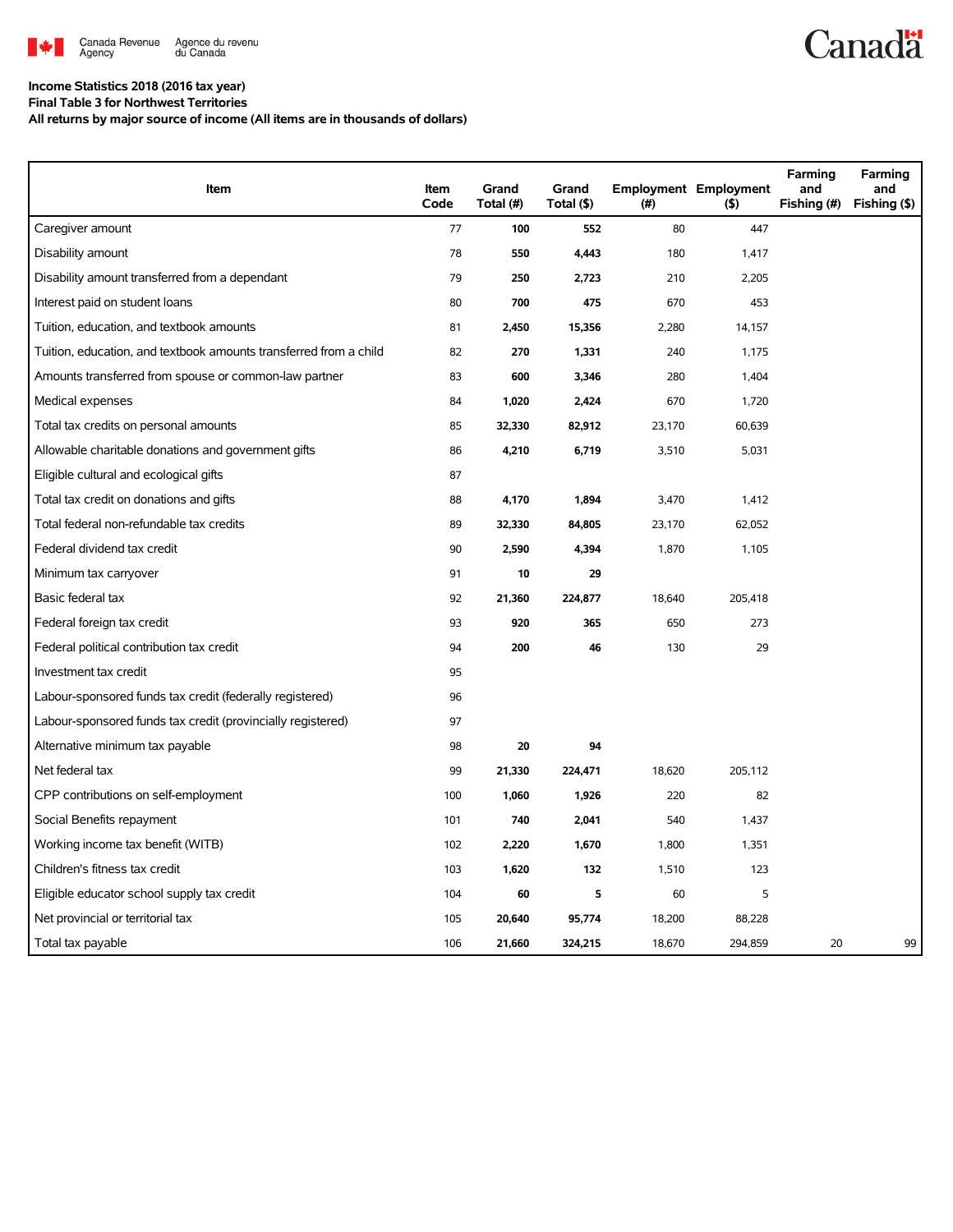**Income Statistics 2018 (2016 tax year)**
**Final Table 3 for Northwest Territories**
**All returns by major source of income (All items are in thousands of dollars)**

| Item | Item Code | Grand Total (#) | Grand Total ($) | Employment (#) | Employment ($) | Farming and Fishing (#) | Farming and Fishing ($) |
|---|---|---|---|---|---|---|---|
| Caregiver amount | 77 | **100** | **552** | 80 | 447 | | |
| Disability amount | 78 | **550** | **4,443** | 180 | 1,417 | | |
| Disability amount transferred from a dependant | 79 | **250** | **2,723** | 210 | 2,205 | | |
| Interest paid on student loans | 80 | **700** | **475** | 670 | 453 | | |
| Tuition, education, and textbook amounts | 81 | **2,450** | **15,356** | 2,280 | 14,157 | | |
| Tuition, education, and textbook amounts transferred from a child | 82 | **270** | **1,331** | 240 | 1,175 | | |
| Amounts transferred from spouse or common-law partner | 83 | **600** | **3,346** | 280 | 1,404 | | |
| Medical expenses | 84 | **1,020** | **2,424** | 670 | 1,720 | | |
| Total tax credits on personal amounts | 85 | **32,330** | **82,912** | 23,170 | 60,639 | | |
| Allowable charitable donations and government gifts | 86 | **4,210** | **6,719** | 3,510 | 5,031 | | |
| Eligible cultural and ecological gifts | 87 | | | | | | |
| Total tax credit on donations and gifts | 88 | **4,170** | **1,894** | 3,470 | 1,412 | | |
| Total federal non-refundable tax credits | 89 | **32,330** | **84,805** | 23,170 | 62,052 | | |
| Federal dividend tax credit | 90 | **2,590** | **4,394** | 1,870 | 1,105 | | |
| Minimum tax carryover | 91 | **10** | **29** | | | | |
| Basic federal tax | 92 | **21,360** | **224,877** | 18,640 | 205,418 | | |
| Federal foreign tax credit | 93 | **920** | **365** | 650 | 273 | | |
| Federal political contribution tax credit | 94 | **200** | **46** | 130 | 29 | | |
| Investment tax credit | 95 | | | | | | |
| Labour-sponsored funds tax credit (federally registered) | 96 | | | | | | |
| Labour-sponsored funds tax credit (provincially registered) | 97 | | | | | | |
| Alternative minimum tax payable | 98 | **20** | **94** | | | | |
| Net federal tax | 99 | **21,330** | **224,471** | 18,620 | 205,112 | | |
| CPP contributions on self-employment | 100 | **1,060** | **1,926** | 220 | 82 | | |
| Social Benefits repayment | 101 | **740** | **2,041** | 540 | 1,437 | | |
| Working income tax benefit (WITB) | 102 | **2,220** | **1,670** | 1,800 | 1,351 | | |
| Children's fitness tax credit | 103 | **1,620** | **132** | 1,510 | 123 | | |
| Eligible educator school supply tax credit | 104 | **60** | **5** | 60 | 5 | | |
| Net provincial or territorial tax | 105 | **20,640** | **95,774** | 18,200 | 88,228 | | |
| Total tax payable | 106 | **21,660** | **324,215** | 18,670 | 294,859 | 20 | 99 |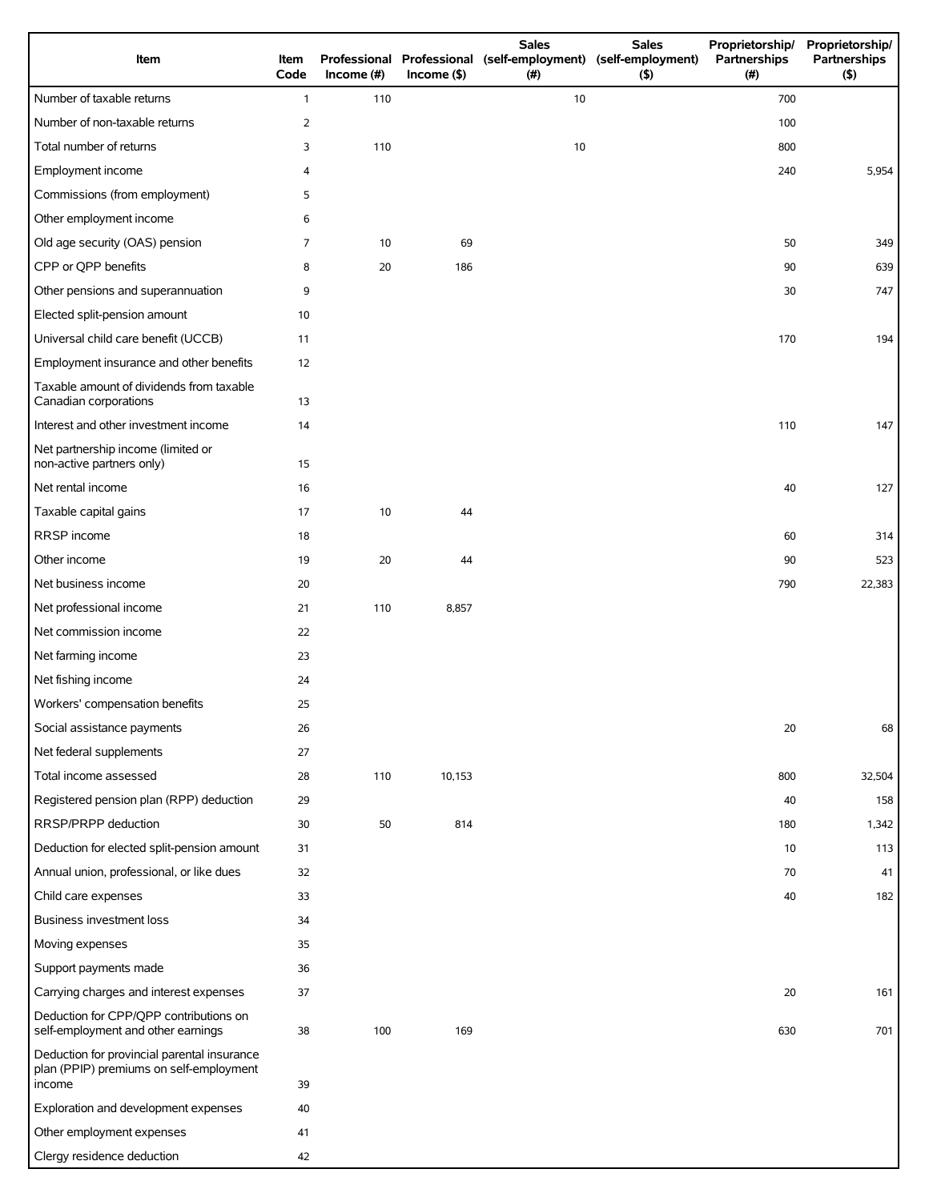| Item | Item Code | Professional Income (#) | Professional Income ($) | Sales (self-employment) (#) | Sales (self-employment) ($) | Proprietorship/ Partnerships (#) | Proprietorship/ Partnerships ($) |
|---|---|---|---|---|---|---|---|
| Number of taxable returns | 1 | 110 | | 10 | | 700 | |
| Number of non-taxable returns | 2 | | | | | 100 | |
| Total number of returns | 3 | 110 | | 10 | | 800 | |
| Employment income | 4 | | | | | 240 | 5,954 |
| Commissions (from employment) | 5 | | | | | | |
| Other employment income | 6 | | | | | | |
| Old age security (OAS) pension | 7 | 10 | 69 | | | 50 | 349 |
| CPP or QPP benefits | 8 | 20 | 186 | | | 90 | 639 |
| Other pensions and superannuation | 9 | | | | | 30 | 747 |
| Elected split-pension amount | 10 | | | | | | |
| Universal child care benefit (UCCB) | 11 | | | | | 170 | 194 |
| Employment insurance and other benefits | 12 | | | | | | |
| Taxable amount of dividends from taxable Canadian corporations | 13 | | | | | | |
| Interest and other investment income | 14 | | | | | 110 | 147 |
| Net partnership income (limited or non-active partners only) | 15 | | | | | | |
| Net rental income | 16 | | | | | 40 | 127 |
| Taxable capital gains | 17 | 10 | 44 | | | | |
| RRSP income | 18 | | | | | 60 | 314 |
| Other income | 19 | 20 | 44 | | | 90 | 523 |
| Net business income | 20 | | | | | 790 | 22,383 |
| Net professional income | 21 | 110 | 8,857 | | | | |
| Net commission income | 22 | | | | | | |
| Net farming income | 23 | | | | | | |
| Net fishing income | 24 | | | | | | |
| Workers' compensation benefits | 25 | | | | | | |
| Social assistance payments | 26 | | | | | 20 | 68 |
| Net federal supplements | 27 | | | | | | |
| Total income assessed | 28 | 110 | 10,153 | | | 800 | 32,504 |
| Registered pension plan (RPP) deduction | 29 | | | | | 40 | 158 |
| RRSP/PRPP deduction | 30 | 50 | 814 | | | 180 | 1,342 |
| Deduction for elected split-pension amount | 31 | | | | | 10 | 113 |
| Annual union, professional, or like dues | 32 | | | | | 70 | 41 |
| Child care expenses | 33 | | | | | 40 | 182 |
| Business investment loss | 34 | | | | | | |
| Moving expenses | 35 | | | | | | |
| Support payments made | 36 | | | | | | |
| Carrying charges and interest expenses | 37 | | | | | 20 | 161 |
| Deduction for CPP/QPP contributions on self-employment and other earnings | 38 | 100 | 169 | | | 630 | 701 |
| Deduction for provincial parental insurance plan (PPIP) premiums on self-employment income | 39 | | | | | | |
| Exploration and development expenses | 40 | | | | | | |
| Other employment expenses | 41 | | | | | | |
| Clergy residence deduction | 42 | | | | | | |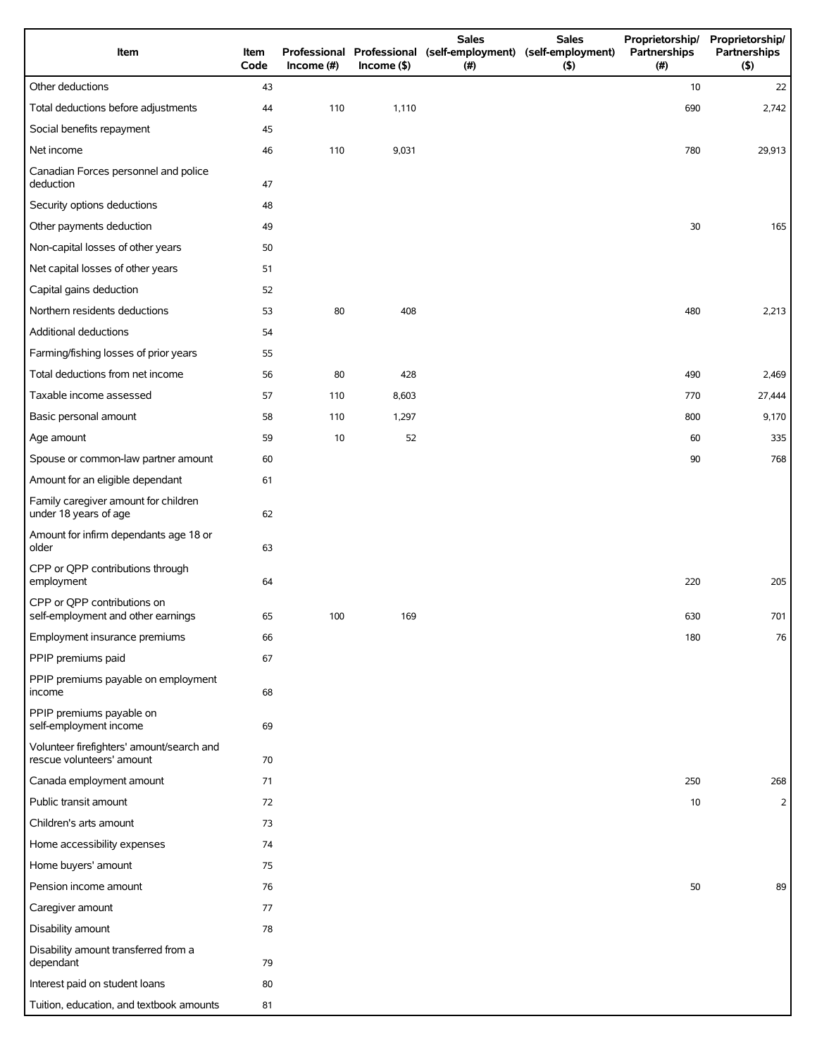| Item | Item Code | Professional Income (#) | Professional Income ($) | Sales (self-employment) (#) | Sales (self-employment) ($) | Proprietorship/ Partnerships (#) | Proprietorship/ Partnerships ($) |
|---|---|---|---|---|---|---|---|
| Other deductions | 43 | | | | | 10 | 22 |
| Total deductions before adjustments | 44 | 110 | 1,110 | | | 690 | 2,742 |
| Social benefits repayment | 45 | | | | | | |
| Net income | 46 | 110 | 9,031 | | | 780 | 29,913 |
| Canadian Forces personnel and police deduction | 47 | | | | | | |
| Security options deductions | 48 | | | | | | |
| Other payments deduction | 49 | | | | | 30 | 165 |
| Non-capital losses of other years | 50 | | | | | | |
| Net capital losses of other years | 51 | | | | | | |
| Capital gains deduction | 52 | | | | | | |
| Northern residents deductions | 53 | 80 | 408 | | | 480 | 2,213 |
| Additional deductions | 54 | | | | | | |
| Farming/fishing losses of prior years | 55 | | | | | | |
| Total deductions from net income | 56 | 80 | 428 | | | 490 | 2,469 |
| Taxable income assessed | 57 | 110 | 8,603 | | | 770 | 27,444 |
| Basic personal amount | 58 | 110 | 1,297 | | | 800 | 9,170 |
| Age amount | 59 | 10 | 52 | | | 60 | 335 |
| Spouse or common-law partner amount | 60 | | | | | 90 | 768 |
| Amount for an eligible dependant | 61 | | | | | | |
| Family caregiver amount for children under 18 years of age | 62 | | | | | | |
| Amount for infirm dependants age 18 or older | 63 | | | | | | |
| CPP or QPP contributions through employment | 64 | | | | | 220 | 205 |
| CPP or QPP contributions on self-employment and other earnings | 65 | 100 | 169 | | | 630 | 701 |
| Employment insurance premiums | 66 | | | | | 180 | 76 |
| PPIP premiums paid | 67 | | | | | | |
| PPIP premiums payable on employment income | 68 | | | | | | |
| PPIP premiums payable on self-employment income | 69 | | | | | | |
| Volunteer firefighters' amount/search and rescue volunteers' amount | 70 | | | | | | |
| Canada employment amount | 71 | | | | | 250 | 268 |
| Public transit amount | 72 | | | | | 10 | 2 |
| Children's arts amount | 73 | | | | | | |
| Home accessibility expenses | 74 | | | | | | |
| Home buyers' amount | 75 | | | | | | |
| Pension income amount | 76 | | | | | 50 | 89 |
| Caregiver amount | 77 | | | | | | |
| Disability amount | 78 | | | | | | |
| Disability amount transferred from a dependant | 79 | | | | | | |
| Interest paid on student loans | 80 | | | | | | |
| Tuition, education, and textbook amounts | 81 | | | | | | |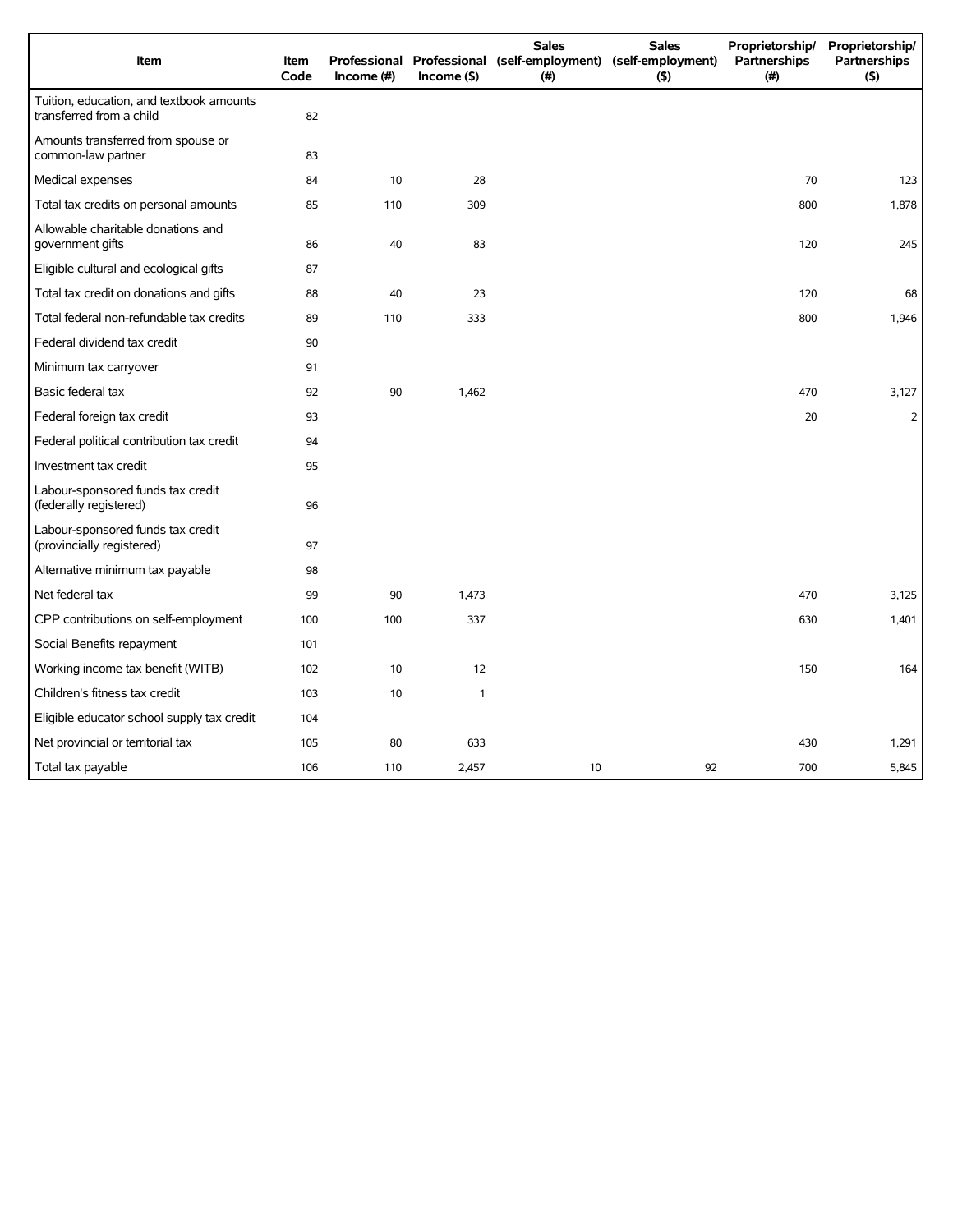| Item | Item Code | Professional Income (#) | Professional Income ($) | Sales (self-employment) (#) | Sales (self-employment) ($) | Proprietorship/ Partnerships (#) | Proprietorship/ Partnerships ($) |
|---|---|---|---|---|---|---|---|
| Tuition, education, and textbook amounts transferred from a child | 82 | | | | | | |
| Amounts transferred from spouse or common-law partner | 83 | | | | | | |
| Medical expenses | 84 | 10 | 28 | | | 70 | 123 |
| Total tax credits on personal amounts | 85 | 110 | 309 | | | 800 | 1,878 |
| Allowable charitable donations and government gifts | 86 | 40 | 83 | | | 120 | 245 |
| Eligible cultural and ecological gifts | 87 | | | | | | |
| Total tax credit on donations and gifts | 88 | 40 | 23 | | | 120 | 68 |
| Total federal non-refundable tax credits | 89 | 110 | 333 | | | 800 | 1,946 |
| Federal dividend tax credit | 90 | | | | | | |
| Minimum tax carryover | 91 | | | | | | |
| Basic federal tax | 92 | 90 | 1,462 | | | 470 | 3,127 |
| Federal foreign tax credit | 93 | | | | | 20 | 2 |
| Federal political contribution tax credit | 94 | | | | | | |
| Investment tax credit | 95 | | | | | | |
| Labour-sponsored funds tax credit (federally registered) | 96 | | | | | | |
| Labour-sponsored funds tax credit (provincially registered) | 97 | | | | | | |
| Alternative minimum tax payable | 98 | | | | | | |
| Net federal tax | 99 | 90 | 1,473 | | | 470 | 3,125 |
| CPP contributions on self-employment | 100 | 100 | 337 | | | 630 | 1,401 |
| Social Benefits repayment | 101 | | | | | | |
| Working income tax benefit (WITB) | 102 | 10 | 12 | | | 150 | 164 |
| Children's fitness tax credit | 103 | 10 | 1 | | | | |
| Eligible educator school supply tax credit | 104 | | | | | | |
| Net provincial or territorial tax | 105 | 80 | 633 | | | 430 | 1,291 |
| Total tax payable | 106 | 110 | 2,457 | 10 | 92 | 700 | 5,845 |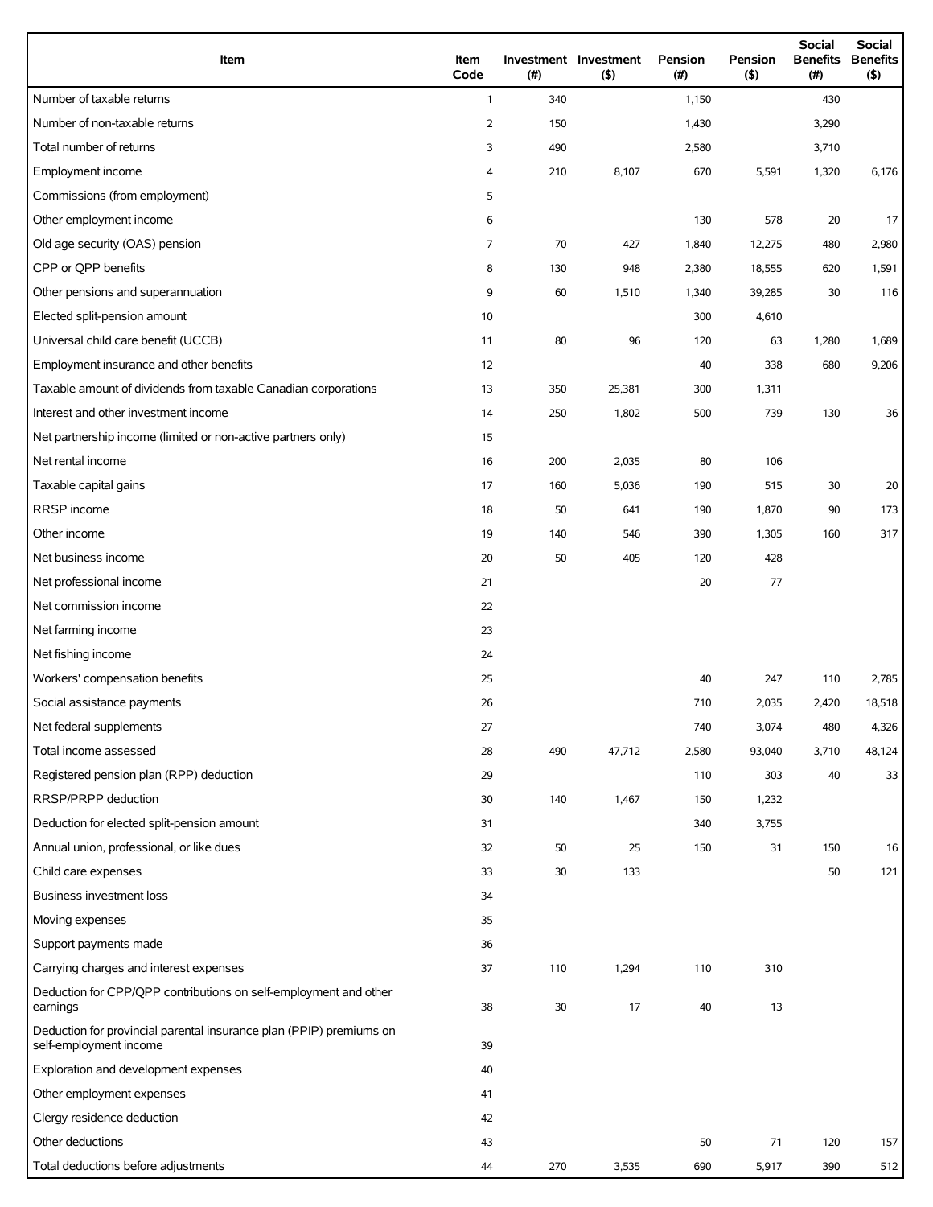| Item | Item Code | Investment (#) | Investment ($) | Pension (#) | Pension ($) | Social Benefits (#) | Social Benefits ($) |
|---|---|---|---|---|---|---|---|
| Number of taxable returns | 1 | 340 | | 1,150 | | 430 | |
| Number of non-taxable returns | 2 | 150 | | 1,430 | | 3,290 | |
| Total number of returns | 3 | 490 | | 2,580 | | 3,710 | |
| Employment income | 4 | 210 | 8,107 | 670 | 5,591 | 1,320 | 6,176 |
| Commissions (from employment) | 5 | | | | | | |
| Other employment income | 6 | | | 130 | 578 | 20 | 17 |
| Old age security (OAS) pension | 7 | 70 | 427 | 1,840 | 12,275 | 480 | 2,980 |
| CPP or QPP benefits | 8 | 130 | 948 | 2,380 | 18,555 | 620 | 1,591 |
| Other pensions and superannuation | 9 | 60 | 1,510 | 1,340 | 39,285 | 30 | 116 |
| Elected split-pension amount | 10 | | | 300 | 4,610 | | |
| Universal child care benefit (UCCB) | 11 | 80 | 96 | 120 | 63 | 1,280 | 1,689 |
| Employment insurance and other benefits | 12 | | | 40 | 338 | 680 | 9,206 |
| Taxable amount of dividends from taxable Canadian corporations | 13 | 350 | 25,381 | 300 | 1,311 | | |
| Interest and other investment income | 14 | 250 | 1,802 | 500 | 739 | 130 | 36 |
| Net partnership income (limited or non-active partners only) | 15 | | | | | | |
| Net rental income | 16 | 200 | 2,035 | 80 | 106 | | |
| Taxable capital gains | 17 | 160 | 5,036 | 190 | 515 | 30 | 20 |
| RRSP income | 18 | 50 | 641 | 190 | 1,870 | 90 | 173 |
| Other income | 19 | 140 | 546 | 390 | 1,305 | 160 | 317 |
| Net business income | 20 | 50 | 405 | 120 | 428 | | |
| Net professional income | 21 | | | 20 | 77 | | |
| Net commission income | 22 | | | | | | |
| Net farming income | 23 | | | | | | |
| Net fishing income | 24 | | | | | | |
| Workers' compensation benefits | 25 | | | 40 | 247 | 110 | 2,785 |
| Social assistance payments | 26 | | | 710 | 2,035 | 2,420 | 18,518 |
| Net federal supplements | 27 | | | 740 | 3,074 | 480 | 4,326 |
| Total income assessed | 28 | 490 | 47,712 | 2,580 | 93,040 | 3,710 | 48,124 |
| Registered pension plan (RPP) deduction | 29 | | | 110 | 303 | 40 | 33 |
| RRSP/PRPP deduction | 30 | 140 | 1,467 | 150 | 1,232 | | |
| Deduction for elected split-pension amount | 31 | | | 340 | 3,755 | | |
| Annual union, professional, or like dues | 32 | 50 | 25 | 150 | 31 | 150 | 16 |
| Child care expenses | 33 | 30 | 133 | | | 50 | 121 |
| Business investment loss | 34 | | | | | | |
| Moving expenses | 35 | | | | | | |
| Support payments made | 36 | | | | | | |
| Carrying charges and interest expenses | 37 | 110 | 1,294 | 110 | 310 | | |
| Deduction for CPP/QPP contributions on self-employment and other earnings | 38 | 30 | 17 | 40 | 13 | | |
| Deduction for provincial parental insurance plan (PPIP) premiums on self-employment income | 39 | | | | | | |
| Exploration and development expenses | 40 | | | | | | |
| Other employment expenses | 41 | | | | | | |
| Clergy residence deduction | 42 | | | | | | |
| Other deductions | 43 | | | 50 | 71 | 120 | 157 |
| Total deductions before adjustments | 44 | 270 | 3,535 | 690 | 5,917 | 390 | 512 |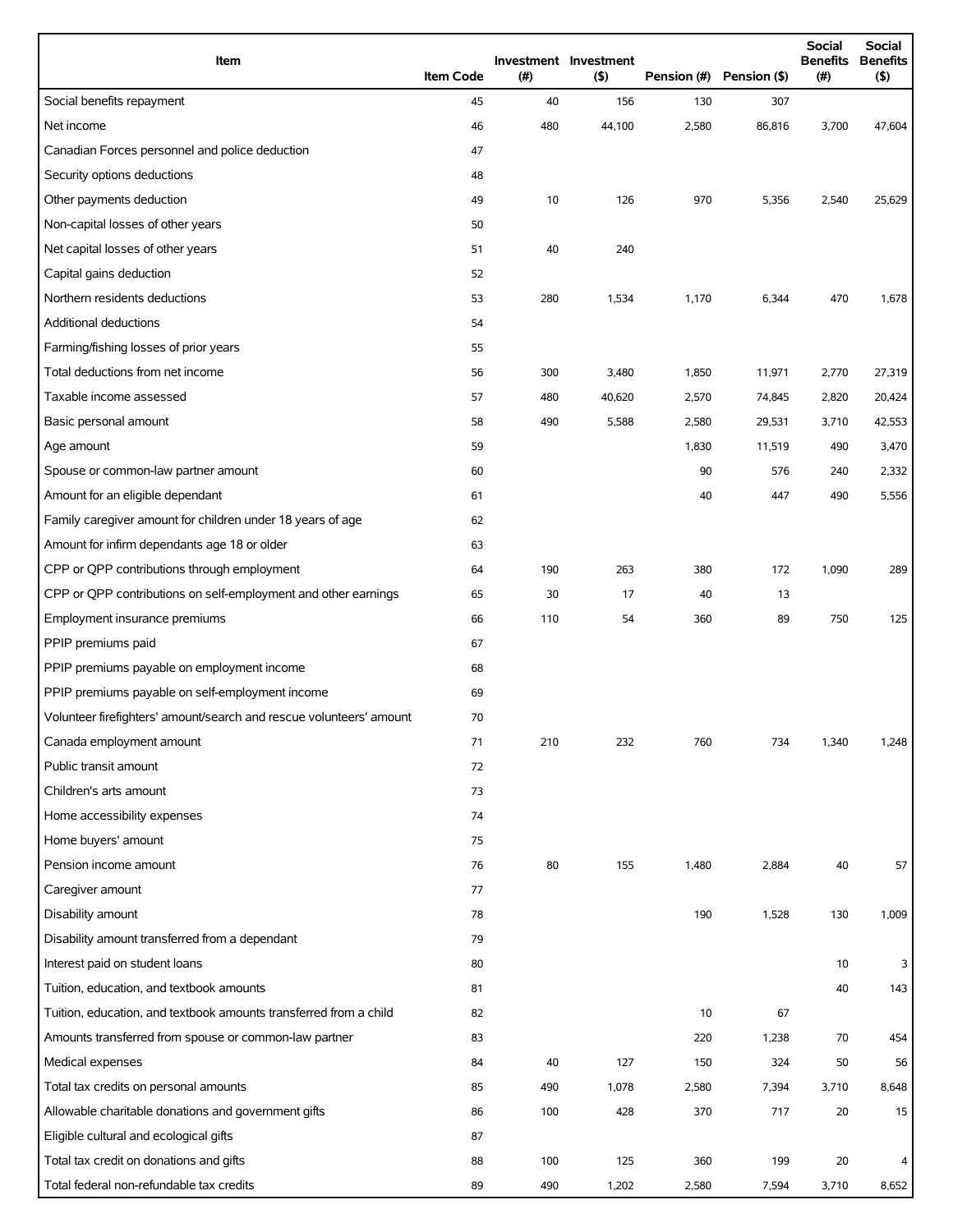| Item | Item Code | Investment (#) | Investment ($) | Pension (#) | Pension ($) | Social Benefits (#) | Social Benefits ($) |
|---|---|---|---|---|---|---|---|
| Social benefits repayment | 45 | 40 | 156 | 130 | 307 | | |
| Net income | 46 | 480 | 44,100 | 2,580 | 86,816 | 3,700 | 47,604 |
| Canadian Forces personnel and police deduction | 47 | | | | | | |
| Security options deductions | 48 | | | | | | |
| Other payments deduction | 49 | 10 | 126 | 970 | 5,356 | 2,540 | 25,629 |
| Non-capital losses of other years | 50 | | | | | | |
| Net capital losses of other years | 51 | 40 | 240 | | | | |
| Capital gains deduction | 52 | | | | | | |
| Northern residents deductions | 53 | 280 | 1,534 | 1,170 | 6,344 | 470 | 1,678 |
| Additional deductions | 54 | | | | | | |
| Farming/fishing losses of prior years | 55 | | | | | | |
| Total deductions from net income | 56 | 300 | 3,480 | 1,850 | 11,971 | 2,770 | 27,319 |
| Taxable income assessed | 57 | 480 | 40,620 | 2,570 | 74,845 | 2,820 | 20,424 |
| Basic personal amount | 58 | 490 | 5,588 | 2,580 | 29,531 | 3,710 | 42,553 |
| Age amount | 59 | | | 1,830 | 11,519 | 490 | 3,470 |
| Spouse or common-law partner amount | 60 | | | 90 | 576 | 240 | 2,332 |
| Amount for an eligible dependant | 61 | | | 40 | 447 | 490 | 5,556 |
| Family caregiver amount for children under 18 years of age | 62 | | | | | | |
| Amount for infirm dependants age 18 or older | 63 | | | | | | |
| CPP or QPP contributions through employment | 64 | 190 | 263 | 380 | 172 | 1,090 | 289 |
| CPP or QPP contributions on self-employment and other earnings | 65 | 30 | 17 | 40 | 13 | | |
| Employment insurance premiums | 66 | 110 | 54 | 360 | 89 | 750 | 125 |
| PPIP premiums paid | 67 | | | | | | |
| PPIP premiums payable on employment income | 68 | | | | | | |
| PPIP premiums payable on self-employment income | 69 | | | | | | |
| Volunteer firefighters' amount/search and rescue volunteers' amount | 70 | | | | | | |
| Canada employment amount | 71 | 210 | 232 | 760 | 734 | 1,340 | 1,248 |
| Public transit amount | 72 | | | | | | |
| Children's arts amount | 73 | | | | | | |
| Home accessibility expenses | 74 | | | | | | |
| Home buyers' amount | 75 | | | | | | |
| Pension income amount | 76 | 80 | 155 | 1,480 | 2,884 | 40 | 57 |
| Caregiver amount | 77 | | | | | | |
| Disability amount | 78 | | | 190 | 1,528 | 130 | 1,009 |
| Disability amount transferred from a dependant | 79 | | | | | | |
| Interest paid on student loans | 80 | | | | | 10 | 3 |
| Tuition, education, and textbook amounts | 81 | | | | | 40 | 143 |
| Tuition, education, and textbook amounts transferred from a child | 82 | | | 10 | 67 | | |
| Amounts transferred from spouse or common-law partner | 83 | | | 220 | 1,238 | 70 | 454 |
| Medical expenses | 84 | 40 | 127 | 150 | 324 | 50 | 56 |
| Total tax credits on personal amounts | 85 | 490 | 1,078 | 2,580 | 7,394 | 3,710 | 8,648 |
| Allowable charitable donations and government gifts | 86 | 100 | 428 | 370 | 717 | 20 | 15 |
| Eligible cultural and ecological gifts | 87 | | | | | | |
| Total tax credit on donations and gifts | 88 | 100 | 125 | 360 | 199 | 20 | 4 |
| Total federal non-refundable tax credits | 89 | 490 | 1,202 | 2,580 | 7,594 | 3,710 | 8,652 |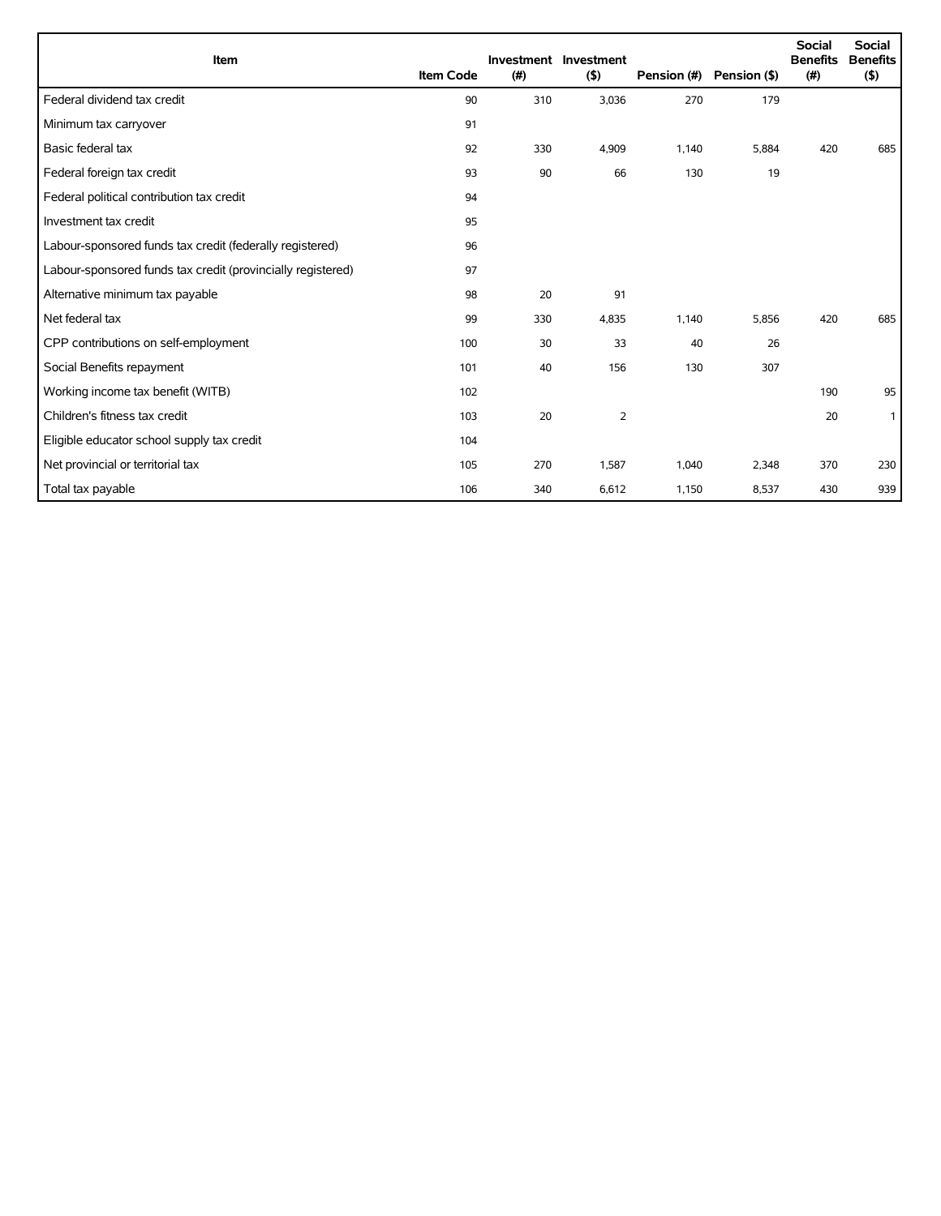| Item | Item Code | Investment (#) | Investment ($) | Pension (#) | Pension ($) | Social Benefits (#) | Social Benefits ($) |
|---|---|---|---|---|---|---|---|
| Federal dividend tax credit | 90 | 310 | 3,036 | 270 | 179 | | |
| Minimum tax carryover | 91 | | | | | | |
| Basic federal tax | 92 | 330 | 4,909 | 1,140 | 5,884 | 420 | 685 |
| Federal foreign tax credit | 93 | 90 | 66 | 130 | 19 | | |
| Federal political contribution tax credit | 94 | | | | | | |
| Investment tax credit | 95 | | | | | | |
| Labour-sponsored funds tax credit (federally registered) | 96 | | | | | | |
| Labour-sponsored funds tax credit (provincially registered) | 97 | | | | | | |
| Alternative minimum tax payable | 98 | 20 | 91 | | | | |
| Net federal tax | 99 | 330 | 4,835 | 1,140 | 5,856 | 420 | 685 |
| CPP contributions on self-employment | 100 | 30 | 33 | 40 | 26 | | |
| Social Benefits repayment | 101 | 40 | 156 | 130 | 307 | | |
| Working income tax benefit (WITB) | 102 | | | | | 190 | 95 |
| Children's fitness tax credit | 103 | 20 | 2 | | | 20 | 1 |
| Eligible educator school supply tax credit | 104 | | | | | | |
| Net provincial or territorial tax | 105 | 270 | 1,587 | 1,040 | 2,348 | 370 | 230 |
| Total tax payable | 106 | 340 | 6,612 | 1,150 | 8,537 | 430 | 939 |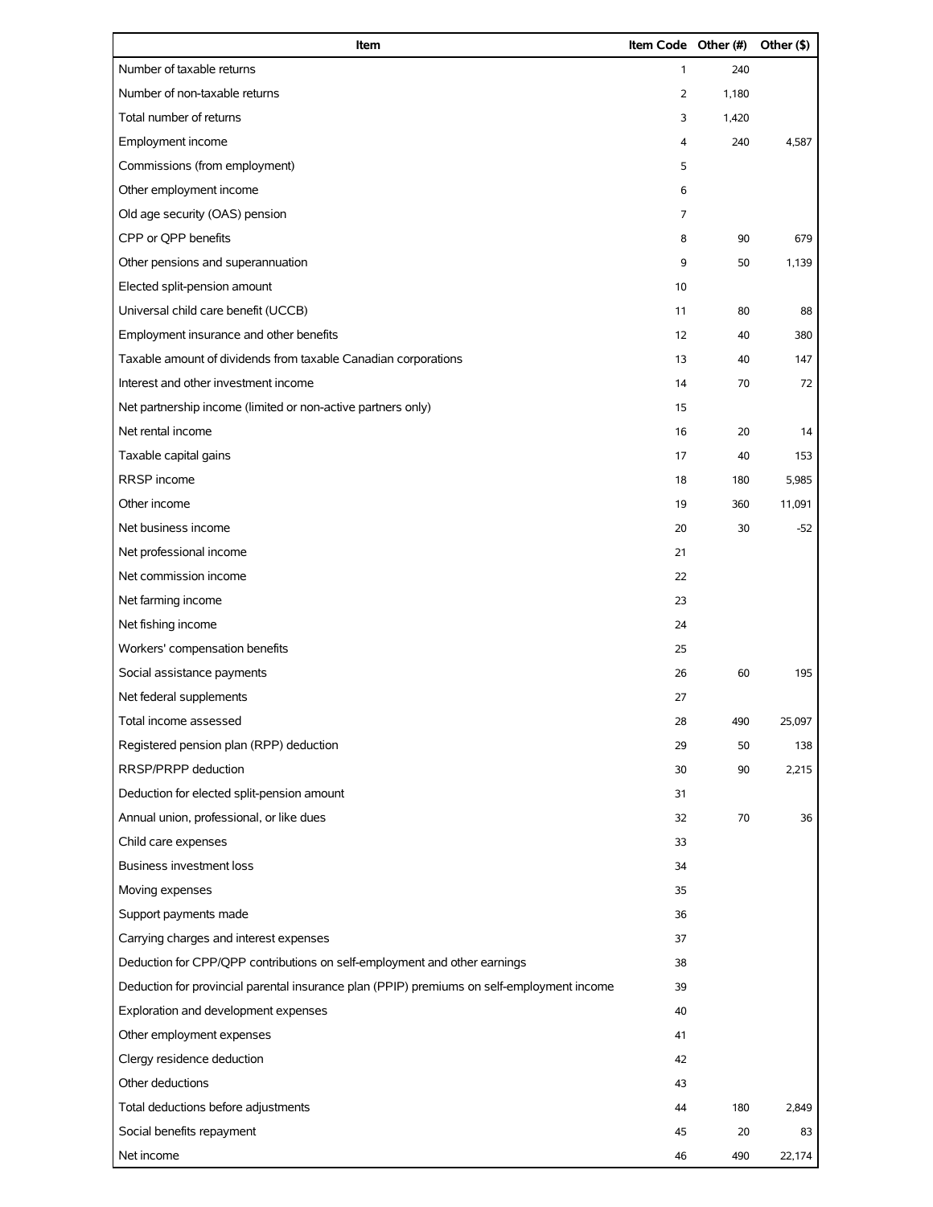| Item | Item Code | Other (#) | Other ($) |
|---|---|---|---|
| Number of taxable returns | 1 | 240 | |
| Number of non-taxable returns | 2 | 1,180 | |
| Total number of returns | 3 | 1,420 | |
| Employment income | 4 | 240 | 4,587 |
| Commissions (from employment) | 5 | | |
| Other employment income | 6 | | |
| Old age security (OAS) pension | 7 | | |
| CPP or QPP benefits | 8 | 90 | 679 |
| Other pensions and superannuation | 9 | 50 | 1,139 |
| Elected split-pension amount | 10 | | |
| Universal child care benefit (UCCB) | 11 | 80 | 88 |
| Employment insurance and other benefits | 12 | 40 | 380 |
| Taxable amount of dividends from taxable Canadian corporations | 13 | 40 | 147 |
| Interest and other investment income | 14 | 70 | 72 |
| Net partnership income (limited or non-active partners only) | 15 | | |
| Net rental income | 16 | 20 | 14 |
| Taxable capital gains | 17 | 40 | 153 |
| RRSP income | 18 | 180 | 5,985 |
| Other income | 19 | 360 | 11,091 |
| Net business income | 20 | 30 | -52 |
| Net professional income | 21 | | |
| Net commission income | 22 | | |
| Net farming income | 23 | | |
| Net fishing income | 24 | | |
| Workers' compensation benefits | 25 | | |
| Social assistance payments | 26 | 60 | 195 |
| Net federal supplements | 27 | | |
| Total income assessed | 28 | 490 | 25,097 |
| Registered pension plan (RPP) deduction | 29 | 50 | 138 |
| RRSP/PRPP deduction | 30 | 90 | 2,215 |
| Deduction for elected split-pension amount | 31 | | |
| Annual union, professional, or like dues | 32 | 70 | 36 |
| Child care expenses | 33 | | |
| Business investment loss | 34 | | |
| Moving expenses | 35 | | |
| Support payments made | 36 | | |
| Carrying charges and interest expenses | 37 | | |
| Deduction for CPP/QPP contributions on self-employment and other earnings | 38 | | |
| Deduction for provincial parental insurance plan (PPIP) premiums on self-employment income | 39 | | |
| Exploration and development expenses | 40 | | |
| Other employment expenses | 41 | | |
| Clergy residence deduction | 42 | | |
| Other deductions | 43 | | |
| Total deductions before adjustments | 44 | 180 | 2,849 |
| Social benefits repayment | 45 | 20 | 83 |
| Net income | 46 | 490 | 22,174 |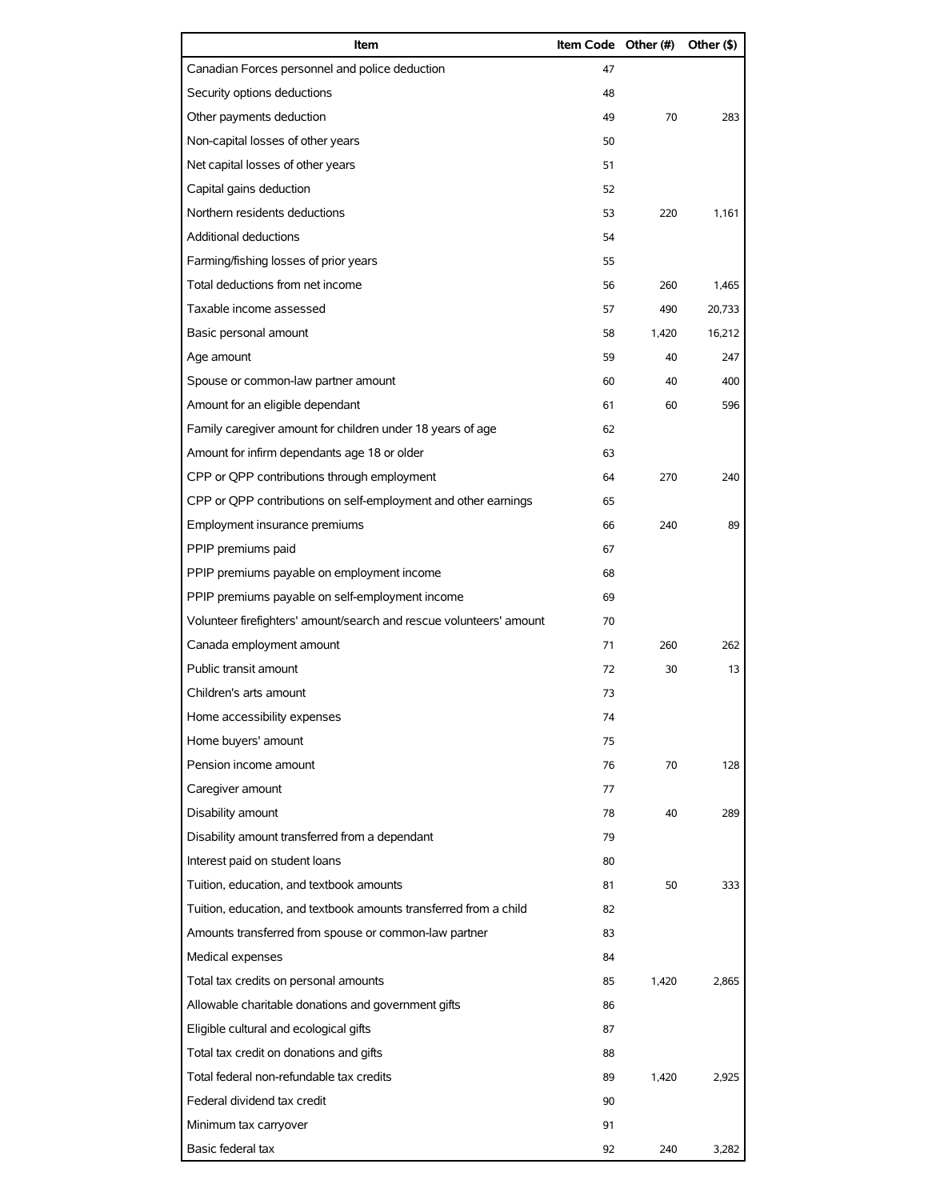| Item | Item Code | Other (#) | Other ($) |
| --- | --- | --- | --- |
| Canadian Forces personnel and police deduction | 47 | | |
| Security options deductions | 48 | | |
| Other payments deduction | 49 | 70 | 283 |
| Non-capital losses of other years | 50 | | |
| Net capital losses of other years | 51 | | |
| Capital gains deduction | 52 | | |
| Northern residents deductions | 53 | 220 | 1,161 |
| Additional deductions | 54 | | |
| Farming/fishing losses of prior years | 55 | | |
| Total deductions from net income | 56 | 260 | 1,465 |
| Taxable income assessed | 57 | 490 | 20,733 |
| Basic personal amount | 58 | 1,420 | 16,212 |
| Age amount | 59 | 40 | 247 |
| Spouse or common-law partner amount | 60 | 40 | 400 |
| Amount for an eligible dependant | 61 | 60 | 596 |
| Family caregiver amount for children under 18 years of age | 62 | | |
| Amount for infirm dependants age 18 or older | 63 | | |
| CPP or QPP contributions through employment | 64 | 270 | 240 |
| CPP or QPP contributions on self-employment and other earnings | 65 | | |
| Employment insurance premiums | 66 | 240 | 89 |
| PPIP premiums paid | 67 | | |
| PPIP premiums payable on employment income | 68 | | |
| PPIP premiums payable on self-employment income | 69 | | |
| Volunteer firefighters' amount/search and rescue volunteers' amount | 70 | | |
| Canada employment amount | 71 | 260 | 262 |
| Public transit amount | 72 | 30 | 13 |
| Children's arts amount | 73 | | |
| Home accessibility expenses | 74 | | |
| Home buyers' amount | 75 | | |
| Pension income amount | 76 | 70 | 128 |
| Caregiver amount | 77 | | |
| Disability amount | 78 | 40 | 289 |
| Disability amount transferred from a dependant | 79 | | |
| Interest paid on student loans | 80 | | |
| Tuition, education, and textbook amounts | 81 | 50 | 333 |
| Tuition, education, and textbook amounts transferred from a child | 82 | | |
| Amounts transferred from spouse or common-law partner | 83 | | |
| Medical expenses | 84 | | |
| Total tax credits on personal amounts | 85 | 1,420 | 2,865 |
| Allowable charitable donations and government gifts | 86 | | |
| Eligible cultural and ecological gifts | 87 | | |
| Total tax credit on donations and gifts | 88 | | |
| Total federal non-refundable tax credits | 89 | 1,420 | 2,925 |
| Federal dividend tax credit | 90 | | |
| Minimum tax carryover | 91 | | |
| Basic federal tax | 92 | 240 | 3,282 |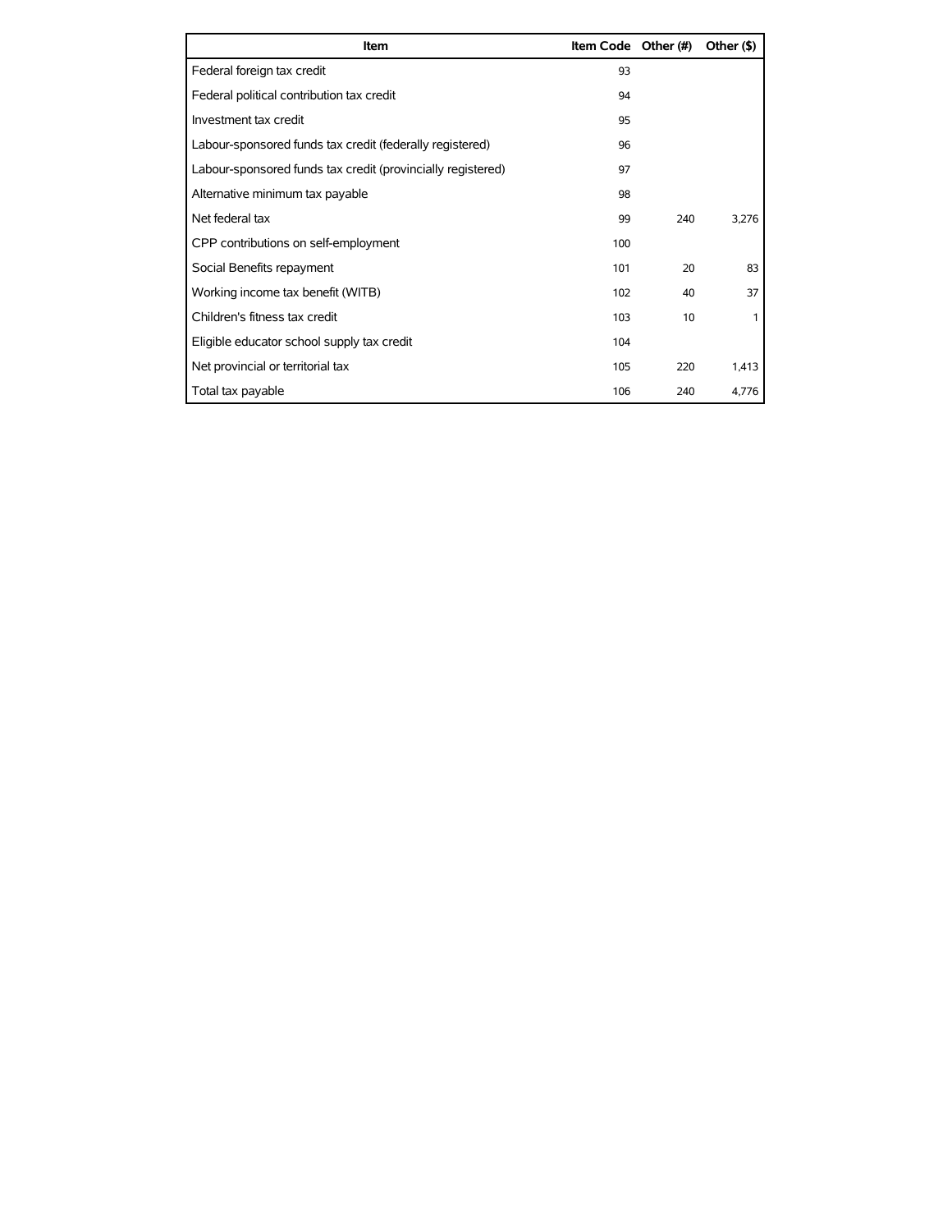| Item | Item Code | Other (#) | Other ($) |
|---|---|---|---|
| Federal foreign tax credit | 93 | | |
| Federal political contribution tax credit | 94 | | |
| Investment tax credit | 95 | | |
| Labour-sponsored funds tax credit (federally registered) | 96 | | |
| Labour-sponsored funds tax credit (provincially registered) | 97 | | |
| Alternative minimum tax payable | 98 | | |
| Net federal tax | 99 | 240 | 3,276 |
| CPP contributions on self-employment | 100 | | |
| Social Benefits repayment | 101 | 20 | 83 |
| Working income tax benefit (WITB) | 102 | 40 | 37 |
| Children's fitness tax credit | 103 | 10 | 1 |
| Eligible educator school supply tax credit | 104 | | |
| Net provincial or territorial tax | 105 | 220 | 1,413 |
| Total tax payable | 106 | 240 | 4,776 |